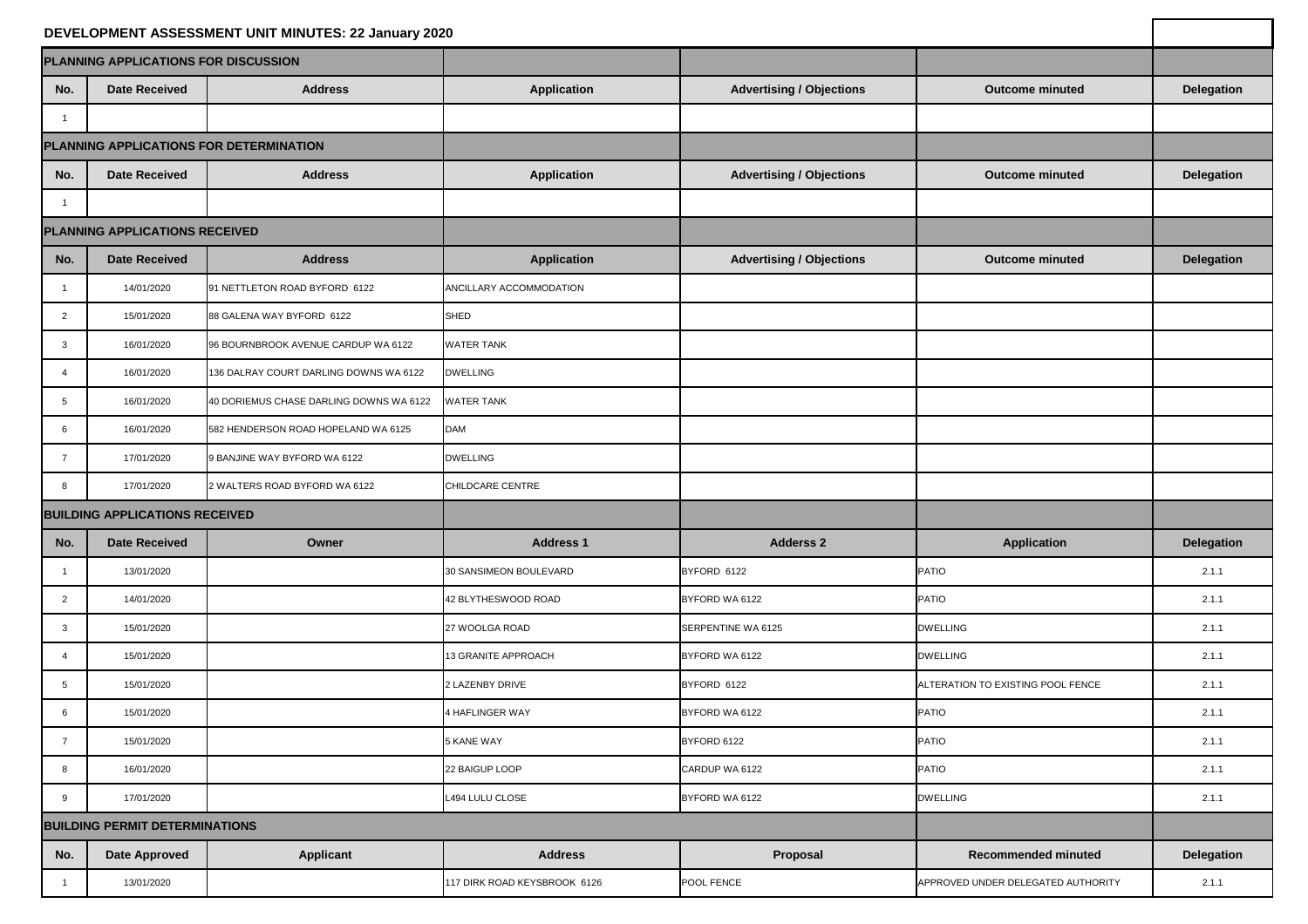## DEVELOPMENT ASSESSMENT UNIT MINUTES: 22 January 2020

### PLANNING APPLICATIONS FOR DISCUSSION

| No. | Date Received | Address | Application | Advertising / Objections | Outcome minuted | Delegation |
|---|---|---|---|---|---|---|
| 1 | | | | | | |

### PLANNING APPLICATIONS FOR DETERMINATION

| No. | Date Received | Address | Application | Advertising / Objections | Outcome minuted | Delegation |
|---|---|---|---|---|---|---|
| 1 | | | | | | |

### PLANNING APPLICATIONS RECEIVED

| No. | Date Received | Address | Application | Advertising / Objections | Outcome minuted | Delegation |
|---|---|---|---|---|---|---|
| 1 | 14/01/2020 | 91 NETTLETON ROAD BYFORD 6122 | ANCILLARY ACCOMMODATION | | | |
| 2 | 15/01/2020 | 88 GALENA WAY BYFORD 6122 | SHED | | | |
| 3 | 16/01/2020 | 96 BOURNBROOK AVENUE CARDUP WA 6122 | WATER TANK | | | |
| 4 | 16/01/2020 | 136 DALRAY COURT DARLING DOWNS WA 6122 | DWELLING | | | |
| 5 | 16/01/2020 | 40 DORIEMUS CHASE DARLING DOWNS WA 6122 | WATER TANK | | | |
| 6 | 16/01/2020 | 582 HENDERSON ROAD HOPELAND WA 6125 | DAM | | | |
| 7 | 17/01/2020 | 9 BANJINE WAY BYFORD WA 6122 | DWELLING | | | |
| 8 | 17/01/2020 | 2 WALTERS ROAD BYFORD WA 6122 | CHILDCARE CENTRE | | | |

### BUILDING APPLICATIONS RECEIVED

| No. | Date Received | Owner | Address 1 | Adderss 2 | Application | Delegation |
|---|---|---|---|---|---|---|
| 1 | 13/01/2020 | | 30 SANSIMEON BOULEVARD | BYFORD 6122 | PATIO | 2.1.1 |
| 2 | 14/01/2020 | | 42 BLYTHESWOOD ROAD | BYFORD WA 6122 | PATIO | 2.1.1 |
| 3 | 15/01/2020 | | 27 WOOLGA ROAD | SERPENTINE WA 6125 | DWELLING | 2.1.1 |
| 4 | 15/01/2020 | | 13 GRANITE APPROACH | BYFORD WA 6122 | DWELLING | 2.1.1 |
| 5 | 15/01/2020 | | 2 LAZENBY DRIVE | BYFORD 6122 | ALTERATION TO EXISTING POOL FENCE | 2.1.1 |
| 6 | 15/01/2020 | | 4 HAFLINGER WAY | BYFORD WA 6122 | PATIO | 2.1.1 |
| 7 | 15/01/2020 | | 5 KANE WAY | BYFORD 6122 | PATIO | 2.1.1 |
| 8 | 16/01/2020 | | 22 BAIGUP LOOP | CARDUP WA 6122 | PATIO | 2.1.1 |
| 9 | 17/01/2020 | | L494 LULU CLOSE | BYFORD WA 6122 | DWELLING | 2.1.1 |

### BUILDING PERMIT DETERMINATIONS

| No. | Date Approved | Applicant | Address | Proposal | Recommended minuted | Delegation |
|---|---|---|---|---|---|---|
| 1 | 13/01/2020 | | 117 DIRK ROAD KEYSBROOK 6126 | POOL FENCE | APPROVED UNDER DELEGATED AUTHORITY | 2.1.1 |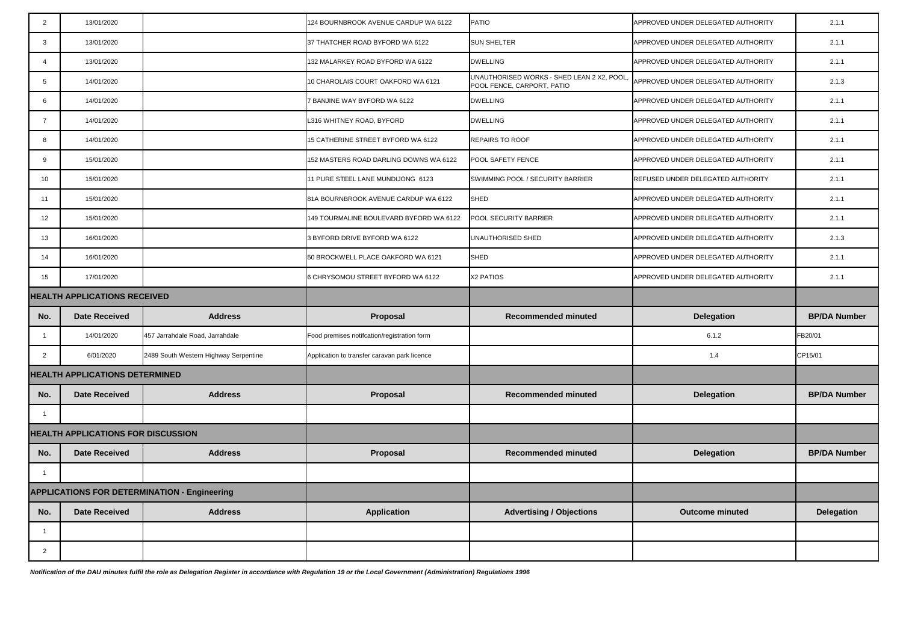| | | | | | | |
|---|---|---|---|---|---|---|
| 2 | 13/01/2020 | | 124 BOURNBROOK AVENUE CARDUP WA 6122 | PATIO | APPROVED UNDER DELEGATED AUTHORITY | 2.1.1 |
| 3 | 13/01/2020 | | 37 THATCHER ROAD BYFORD WA 6122 | SUN SHELTER | APPROVED UNDER DELEGATED AUTHORITY | 2.1.1 |
| 4 | 13/01/2020 | | 132 MALARKEY ROAD BYFORD WA 6122 | DWELLING | APPROVED UNDER DELEGATED AUTHORITY | 2.1.1 |
| 5 | 14/01/2020 | | 10 CHAROLAIS COURT OAKFORD WA 6121 | UNAUTHORISED WORKS - SHED LEAN 2 X2, POOL, POOL FENCE, CARPORT, PATIO | APPROVED UNDER DELEGATED AUTHORITY | 2.1.3 |
| 6 | 14/01/2020 | | 7 BANJINE WAY BYFORD WA 6122 | DWELLING | APPROVED UNDER DELEGATED AUTHORITY | 2.1.1 |
| 7 | 14/01/2020 | | L316 WHITNEY ROAD, BYFORD | DWELLING | APPROVED UNDER DELEGATED AUTHORITY | 2.1.1 |
| 8 | 14/01/2020 | | 15 CATHERINE STREET BYFORD WA 6122 | REPAIRS TO ROOF | APPROVED UNDER DELEGATED AUTHORITY | 2.1.1 |
| 9 | 15/01/2020 | | 152 MASTERS ROAD DARLING DOWNS WA 6122 | POOL SAFETY FENCE | APPROVED UNDER DELEGATED AUTHORITY | 2.1.1 |
| 10 | 15/01/2020 | | 11 PURE STEEL LANE MUNDIJONG 6123 | SWIMMING POOL / SECURITY BARRIER | REFUSED UNDER DELEGATED AUTHORITY | 2.1.1 |
| 11 | 15/01/2020 | | 81A BOURNBROOK AVENUE CARDUP WA 6122 | SHED | APPROVED UNDER DELEGATED AUTHORITY | 2.1.1 |
| 12 | 15/01/2020 | | 149 TOURMALINE BOULEVARD BYFORD WA 6122 | POOL SECURITY BARRIER | APPROVED UNDER DELEGATED AUTHORITY | 2.1.1 |
| 13 | 16/01/2020 | | 3 BYFORD DRIVE BYFORD WA 6122 | UNAUTHORISED SHED | APPROVED UNDER DELEGATED AUTHORITY | 2.1.3 |
| 14 | 16/01/2020 | | 50 BROCKWELL PLACE OAKFORD WA 6121 | SHED | APPROVED UNDER DELEGATED AUTHORITY | 2.1.1 |
| 15 | 17/01/2020 | | 6 CHRYSOMOU STREET BYFORD WA 6122 | X2 PATIOS | APPROVED UNDER DELEGATED AUTHORITY | 2.1.1 |

**HEALTH APPLICATIONS RECEIVED**

| No. | Date Received | Address | Proposal | Recommended minuted | Delegation | BP/DA Number |
|---|---|---|---|---|---|---|
| 1 | 14/01/2020 | 457 Jarrahdale Road, Jarrahdale | Food premises notifcation/registration form | | 6.1.2 | FB20/01 |
| 2 | 6/01/2020 | 2489 South Western Highway Serpentine | Application to transfer caravan park licence | | 1.4 | CP15/01 |

**HEALTH APPLICATIONS DETERMINED**

| No. | Date Received | Address | Proposal | Recommended minuted | Delegation | BP/DA Number |
|---|---|---|---|---|---|---|
| 1 | | | | | | |

**HEALTH APPLICATIONS FOR DISCUSSION**

| No. | Date Received | Address | Proposal | Recommended minuted | Delegation | BP/DA Number |
|---|---|---|---|---|---|---|
| 1 | | | | | | |

**APPLICATIONS FOR DETERMINATION - Engineering**

| No. | Date Received | Address | Application | Advertising / Objections | Outcome minuted | Delegation |
|---|---|---|---|---|---|---|
| 1 | | | | | | |
| 2 | | | | | | |

***Notification of the DAU minutes fulfil the role as Delegation Register in accordance with Regulation 19 or the Local Government (Administration) Regulations 1996***